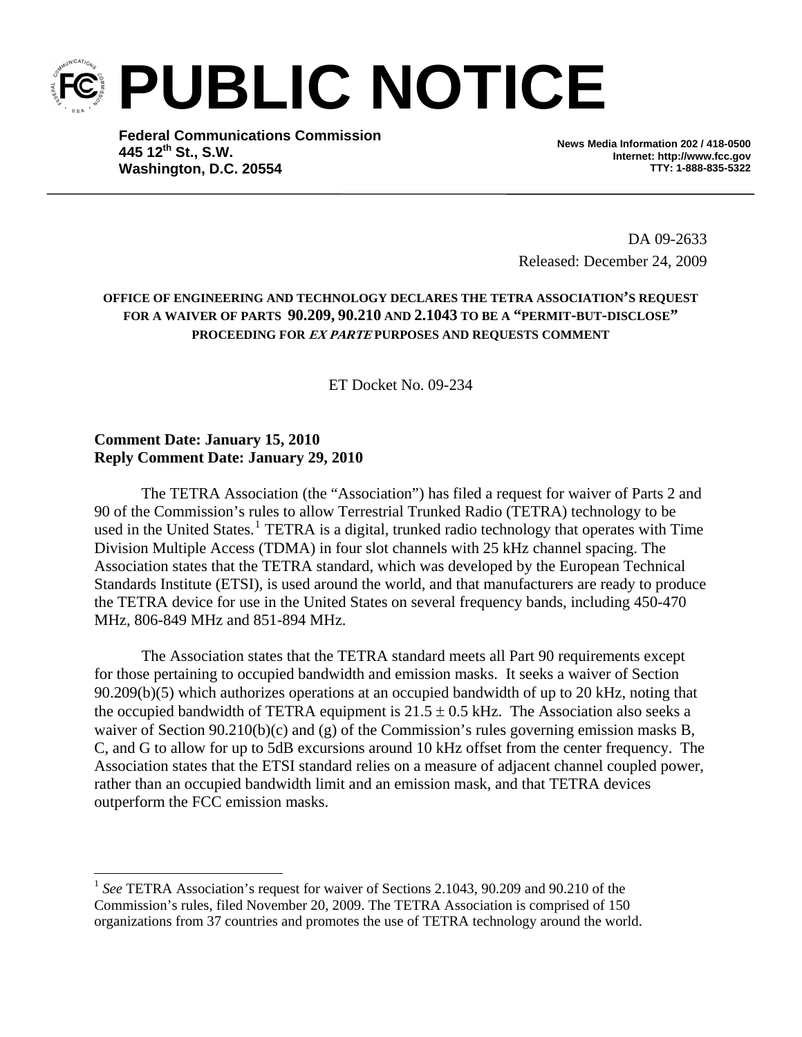# PUBLIC NOTICE

**Federal Communications Commission**
**445 12th St., S.W.**
**Washington, D.C. 20554**

**News Media Information 202 / 418-0500**
**Internet: http://www.fcc.gov**
**TTY: 1-888-835-5322**

DA 09-2633
Released: December 24, 2009

**OFFICE OF ENGINEERING AND TECHNOLOGY DECLARES THE TETRA ASSOCIATION'S REQUEST FOR A WAIVER OF PARTS 90.209, 90.210 AND 2.1043 TO BE A "PERMIT-BUT-DISCLOSE" PROCEEDING FOR *EX PARTE* PURPOSES AND REQUESTS COMMENT**

ET Docket No. 09-234

**Comment Date: January 15, 2010**
**Reply Comment Date: January 29, 2010**

The TETRA Association (the "Association") has filed a request for waiver of Parts 2 and 90 of the Commission's rules to allow Terrestrial Trunked Radio (TETRA) technology to be used in the United States.[1] TETRA is a digital, trunked radio technology that operates with Time Division Multiple Access (TDMA) in four slot channels with 25 kHz channel spacing. The Association states that the TETRA standard, which was developed by the European Technical Standards Institute (ETSI), is used around the world, and that manufacturers are ready to produce the TETRA device for use in the United States on several frequency bands, including 450-470 MHz, 806-849 MHz and 851-894 MHz.

The Association states that the TETRA standard meets all Part 90 requirements except for those pertaining to occupied bandwidth and emission masks. It seeks a waiver of Section 90.209(b)(5) which authorizes operations at an occupied bandwidth of up to 20 kHz, noting that the occupied bandwidth of TETRA equipment is $21.5 \pm 0.5$ kHz. The Association also seeks a waiver of Section 90.210(b)(c) and (g) of the Commission's rules governing emission masks B, C, and G to allow for up to 5dB excursions around 10 kHz offset from the center frequency. The Association states that the ETSI standard relies on a measure of adjacent channel coupled power, rather than an occupied bandwidth limit and an emission mask, and that TETRA devices outperform the FCC emission masks.

---

[1] *See* TETRA Association's request for waiver of Sections 2.1043, 90.209 and 90.210 of the Commission's rules, filed November 20, 2009. The TETRA Association is comprised of 150 organizations from 37 countries and promotes the use of TETRA technology around the world.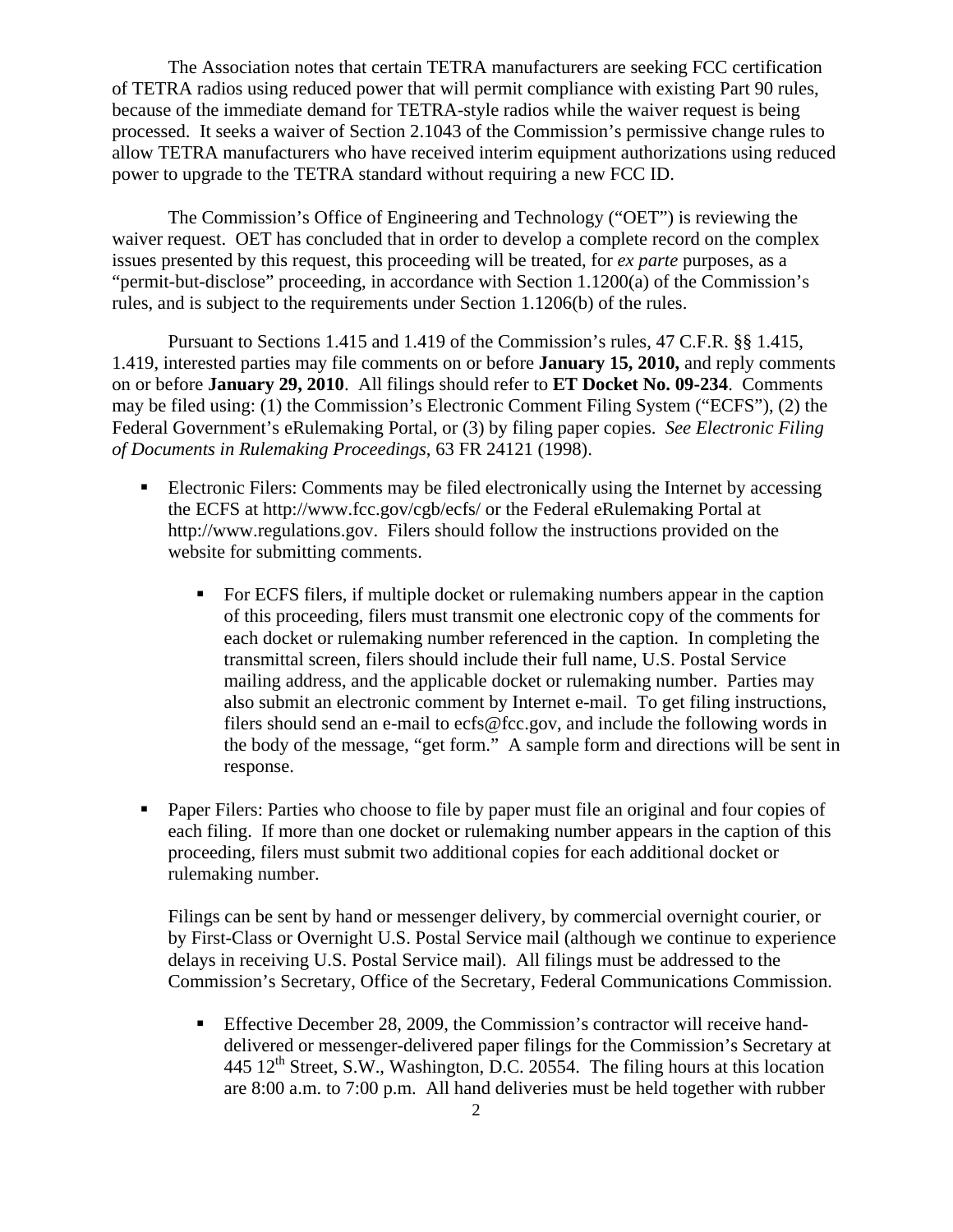The Association notes that certain TETRA manufacturers are seeking FCC certification of TETRA radios using reduced power that will permit compliance with existing Part 90 rules, because of the immediate demand for TETRA-style radios while the waiver request is being processed. It seeks a waiver of Section 2.1043 of the Commission's permissive change rules to allow TETRA manufacturers who have received interim equipment authorizations using reduced power to upgrade to the TETRA standard without requiring a new FCC ID.

The Commission's Office of Engineering and Technology ("OET") is reviewing the waiver request. OET has concluded that in order to develop a complete record on the complex issues presented by this request, this proceeding will be treated, for *ex parte* purposes, as a "permit-but-disclose" proceeding, in accordance with Section 1.1200(a) of the Commission's rules, and is subject to the requirements under Section 1.1206(b) of the rules.

Pursuant to Sections 1.415 and 1.419 of the Commission's rules, 47 C.F.R. §§ 1.415, 1.419, interested parties may file comments on or before **January 15, 2010,** and reply comments on or before **January 29, 2010**. All filings should refer to **ET Docket No. 09-234**. Comments may be filed using: (1) the Commission's Electronic Comment Filing System ("ECFS"), (2) the Federal Government's eRulemaking Portal, or (3) by filing paper copies. *See Electronic Filing of Documents in Rulemaking Proceedings*, 63 FR 24121 (1998).

- Electronic Filers: Comments may be filed electronically using the Internet by accessing the ECFS at http://www.fcc.gov/cgb/ecfs/ or the Federal eRulemaking Portal at http://www.regulations.gov. Filers should follow the instructions provided on the website for submitting comments.

    - For ECFS filers, if multiple docket or rulemaking numbers appear in the caption of this proceeding, filers must transmit one electronic copy of the comments for each docket or rulemaking number referenced in the caption. In completing the transmittal screen, filers should include their full name, U.S. Postal Service mailing address, and the applicable docket or rulemaking number. Parties may also submit an electronic comment by Internet e-mail. To get filing instructions, filers should send an e-mail to ecfs@fcc.gov, and include the following words in the body of the message, "get form." A sample form and directions will be sent in response.

- Paper Filers: Parties who choose to file by paper must file an original and four copies of each filing. If more than one docket or rulemaking number appears in the caption of this proceeding, filers must submit two additional copies for each additional docket or rulemaking number.

  Filings can be sent by hand or messenger delivery, by commercial overnight courier, or by First-Class or Overnight U.S. Postal Service mail (although we continue to experience delays in receiving U.S. Postal Service mail). All filings must be addressed to the Commission's Secretary, Office of the Secretary, Federal Communications Commission.

    - Effective December 28, 2009, the Commission's contractor will receive hand-delivered or messenger-delivered paper filings for the Commission's Secretary at 445 12th Street, S.W., Washington, D.C. 20554. The filing hours at this location are 8:00 a.m. to 7:00 p.m. All hand deliveries must be held together with rubber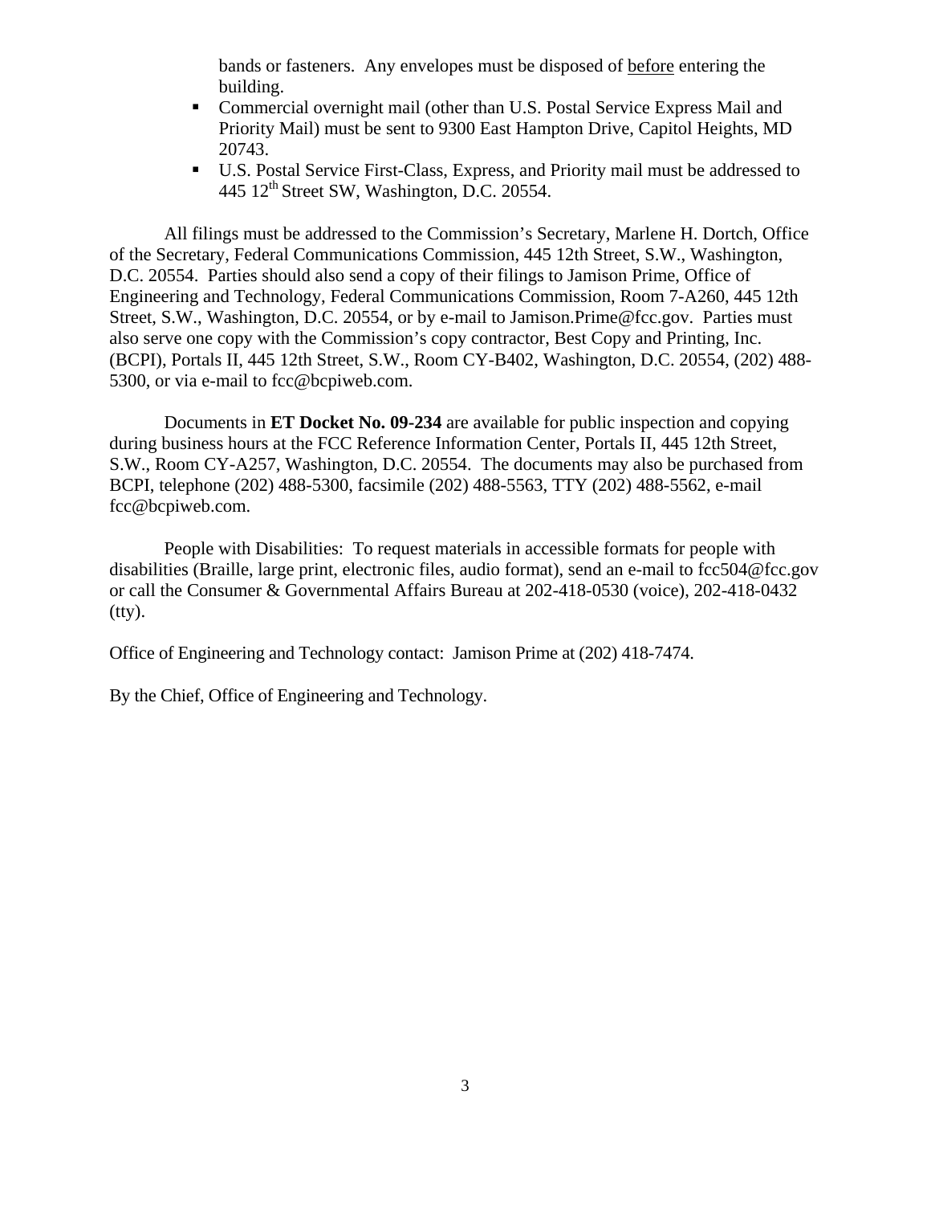bands or fasteners. Any envelopes must be disposed of before entering the building.

- Commercial overnight mail (other than U.S. Postal Service Express Mail and Priority Mail) must be sent to 9300 East Hampton Drive, Capitol Heights, MD 20743.
- U.S. Postal Service First-Class, Express, and Priority mail must be addressed to 445 12th Street SW, Washington, D.C. 20554.

All filings must be addressed to the Commission's Secretary, Marlene H. Dortch, Office of the Secretary, Federal Communications Commission, 445 12th Street, S.W., Washington, D.C. 20554. Parties should also send a copy of their filings to Jamison Prime, Office of Engineering and Technology, Federal Communications Commission, Room 7-A260, 445 12th Street, S.W., Washington, D.C. 20554, or by e-mail to Jamison.Prime@fcc.gov. Parties must also serve one copy with the Commission's copy contractor, Best Copy and Printing, Inc. (BCPI), Portals II, 445 12th Street, S.W., Room CY-B402, Washington, D.C. 20554, (202) 488-5300, or via e-mail to fcc@bcpiweb.com.

Documents in **ET Docket No. 09-234** are available for public inspection and copying during business hours at the FCC Reference Information Center, Portals II, 445 12th Street, S.W., Room CY-A257, Washington, D.C. 20554. The documents may also be purchased from BCPI, telephone (202) 488-5300, facsimile (202) 488-5563, TTY (202) 488-5562, e-mail fcc@bcpiweb.com.

People with Disabilities: To request materials in accessible formats for people with disabilities (Braille, large print, electronic files, audio format), send an e-mail to fcc504@fcc.gov or call the Consumer & Governmental Affairs Bureau at 202-418-0530 (voice), 202-418-0432 (tty).

Office of Engineering and Technology contact: Jamison Prime at (202) 418-7474.

By the Chief, Office of Engineering and Technology.